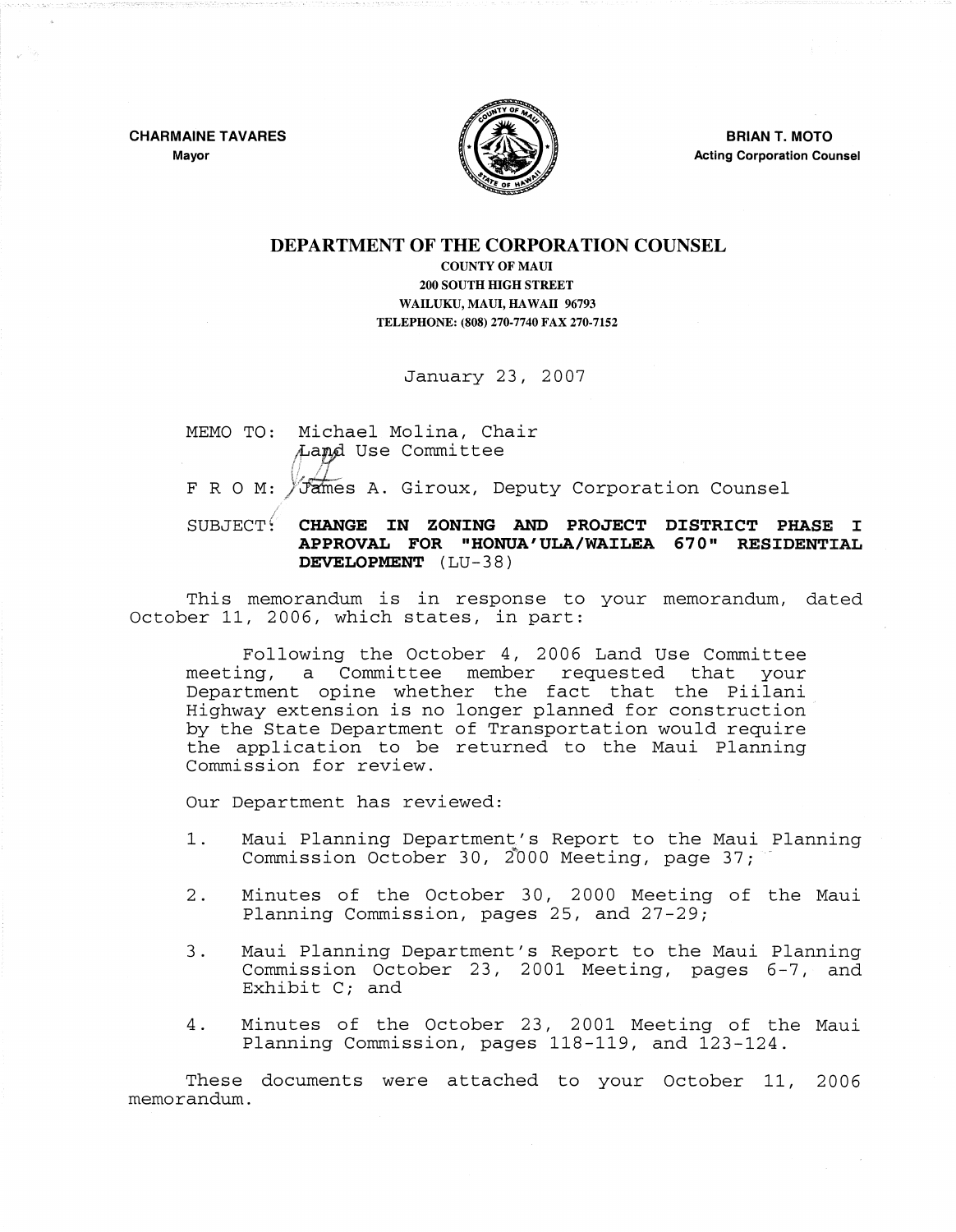CHARMAINE TAVARES
Mayor

BRIAN T. MOTO
Acting Corporation Counsel

# DEPARTMENT OF THE CORPORATION COUNSEL

COUNTY OF MAUI
200 SOUTH HIGH STREET
WAILUKU, MAUI, HAWAII 96793
TELEPHONE: (808) 270-7740 FAX 270-7152

January 23, 2007

MEMO TO: Michael Molina, Chair
Land Use Committee

F R O M: James A. Giroux, Deputy Corporation Counsel

SUBJECT: **CHANGE IN ZONING AND PROJECT DISTRICT PHASE I APPROVAL FOR "HONUA'ULA/WAILEA 670" RESIDENTIAL DEVELOPMENT** (LU-38)

This memorandum is in response to your memorandum, dated October 11, 2006, which states, in part:

> Following the October 4, 2006 Land Use Committee meeting, a Committee member requested that your Department opine whether the fact that the Piilani Highway extension is no longer planned for construction by the State Department of Transportation would require the application to be returned to the Maui Planning Commission for review.

Our Department has reviewed:

1. Maui Planning Department's Report to the Maui Planning Commission October 30, 2000 Meeting, page 37;
2. Minutes of the October 30, 2000 Meeting of the Maui Planning Commission, pages 25, and 27-29;
3. Maui Planning Department's Report to the Maui Planning Commission October 23, 2001 Meeting, pages 6-7, and Exhibit C; and
4. Minutes of the October 23, 2001 Meeting of the Maui Planning Commission, pages 118-119, and 123-124.

These documents were attached to your October 11, 2006 memorandum.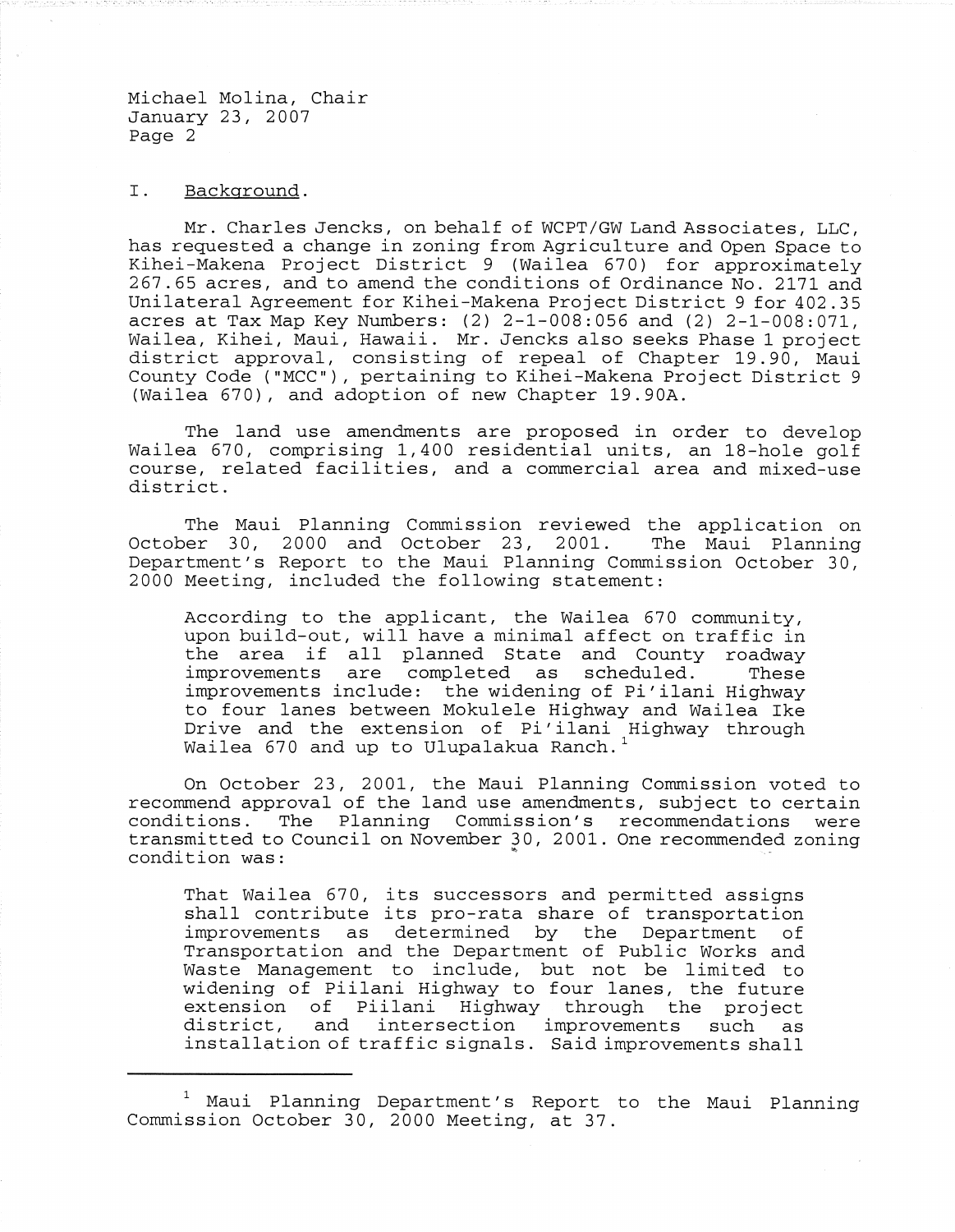## I. Background.

Mr. Charles Jencks, on behalf of WCPT/GW Land Associates, LLC, has requested a change in zoning from Agriculture and Open Space to Kihei-Makena Project District 9 (Wailea 670) for approximately 267.65 acres, and to amend the conditions of Ordinance No. 2171 and Unilateral Agreement for Kihei-Makena Project District 9 for 402.35 acres at Tax Map Key Numbers: (2) 2-1-008:056 and (2) 2-1-008:071, Wailea, Kihei, Maui, Hawaii. Mr. Jencks also seeks Phase 1 project district approval, consisting of repeal of Chapter 19.90, Maui County Code ("MCC"), pertaining to Kihei-Makena Project District 9 (Wailea 670), and adoption of new Chapter 19.90A.

The land use amendments are proposed in order to develop Wailea 670, comprising 1,400 residential units, an 18-hole golf course, related facilities, and a commercial area and mixed-use district.

The Maui Planning Commission reviewed the application on October 30, 2000 and October 23, 2001. The Maui Planning Department's Report to the Maui Planning Commission October 30, 2000 Meeting, included the following statement:

> According to the applicant, the Wailea 670 community, upon build-out, will have a minimal affect on traffic in the area if all planned State and County roadway improvements are completed as scheduled. These improvements include: the widening of Pi'ilani Highway to four lanes between Mokulele Highway and Wailea Ike Drive and the extension of Pi'ilani Highway through Wailea 670 and up to Ulupalakua Ranch.[1]

On October 23, 2001, the Maui Planning Commission voted to recommend approval of the land use amendments, subject to certain conditions. The Planning Commission's recommendations were transmitted to Council on November 30, 2001. One recommended zoning condition was:

> That Wailea 670, its successors and permitted assigns shall contribute its pro-rata share of transportation improvements as determined by the Department of Transportation and the Department of Public Works and Waste Management to include, but not be limited to widening of Piilani Highway to four lanes, the future extension of Piilani Highway through the project district, and intersection improvements such as installation of traffic signals. Said improvements shall

---

[1] Maui Planning Department's Report to the Maui Planning Commission October 30, 2000 Meeting, at 37.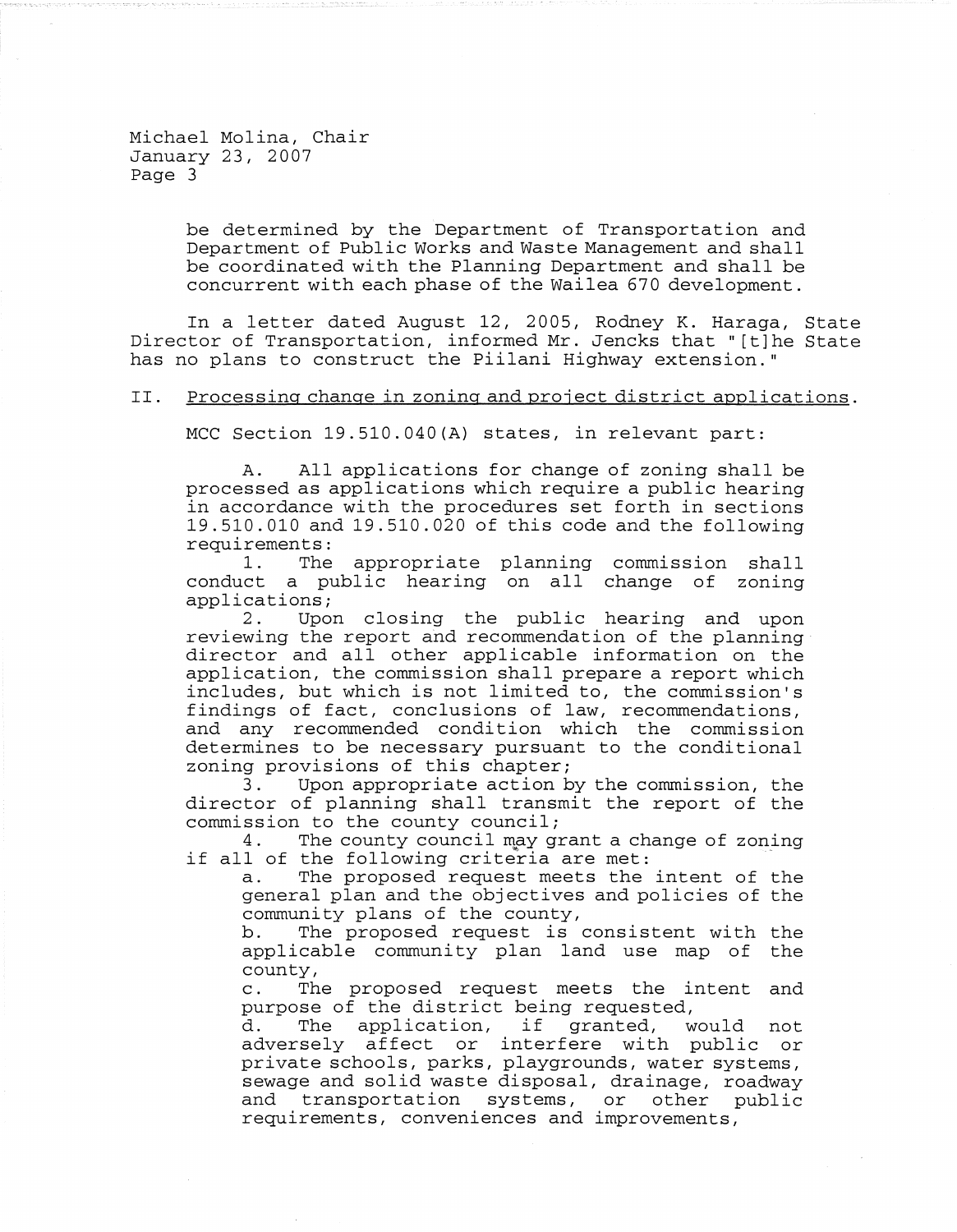be determined by the Department of Transportation and Department of Public Works and Waste Management and shall be coordinated with the Planning Department and shall be concurrent with each phase of the Wailea 670 development.

In a letter dated August 12, 2005, Rodney K. Haraga, State Director of Transportation, informed Mr. Jencks that "[t]he State has no plans to construct the Piilani Highway extension."

## II. Processing change in zoning and project district applications.

MCC Section 19.510.040(A) states, in relevant part:

> A. All applications for change of zoning shall be processed as applications which require a public hearing in accordance with the procedures set forth in sections 19.510.010 and 19.510.020 of this code and the following requirements:
>
> 1. The appropriate planning commission shall conduct a public hearing on all change of zoning applications;
> 2. Upon closing the public hearing and upon reviewing the report and recommendation of the planning director and all other applicable information on the application, the commission shall prepare a report which includes, but which is not limited to, the commission's findings of fact, conclusions of law, recommendations, and any recommended condition which the commission determines to be necessary pursuant to the conditional zoning provisions of this chapter;
> 3. Upon appropriate action by the commission, the director of planning shall transmit the report of the commission to the county council;
> 4. The county council may grant a change of zoning if all of the following criteria are met:
>    a. The proposed request meets the intent of the general plan and the objectives and policies of the community plans of the county,
>    b. The proposed request is consistent with the applicable community plan land use map of the county,
>    c. The proposed request meets the intent and purpose of the district being requested,
>    d. The application, if granted, would not adversely affect or interfere with public or private schools, parks, playgrounds, water systems, sewage and solid waste disposal, drainage, roadway and transportation systems, or other public requirements, conveniences and improvements,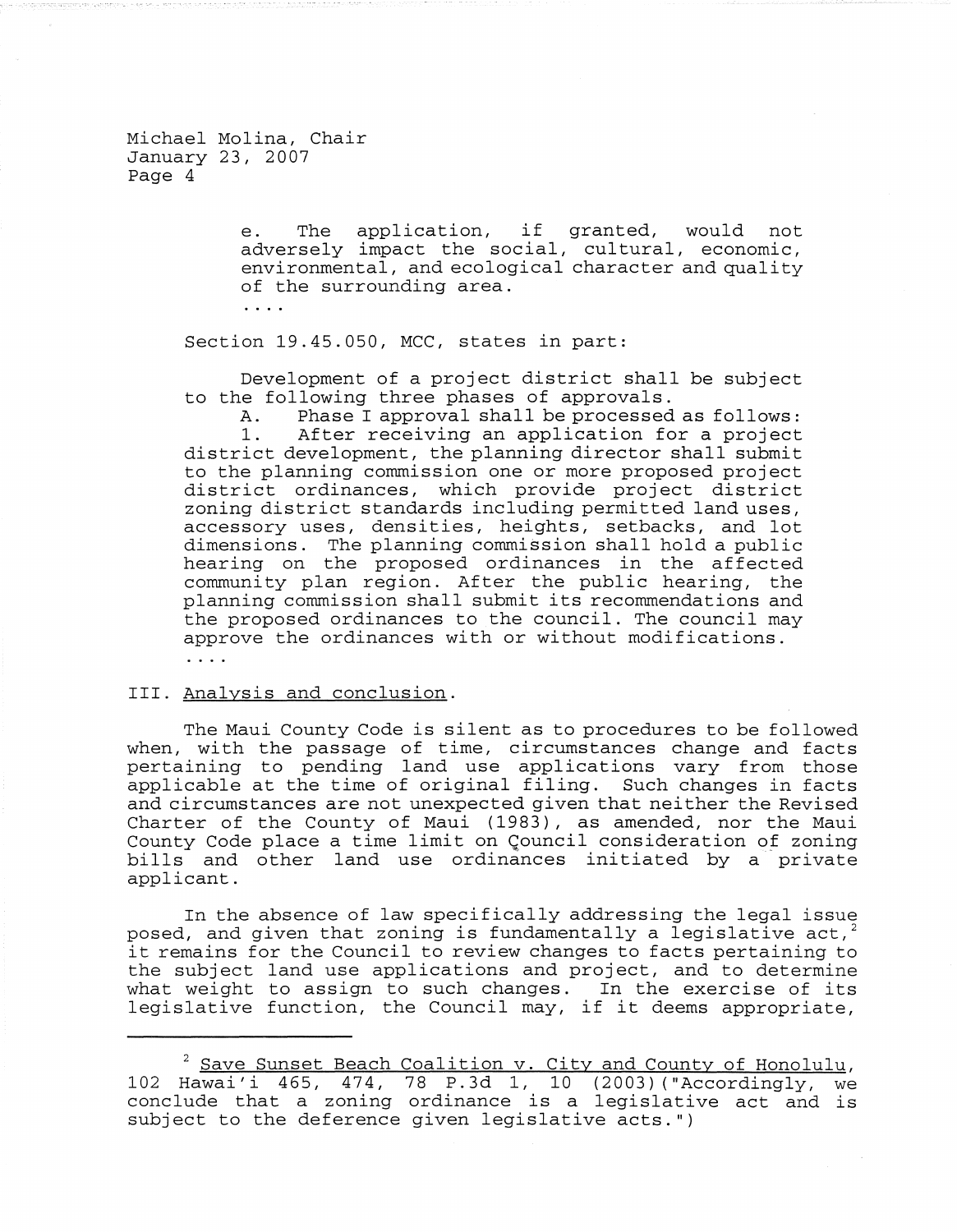e. The application, if granted, would not adversely impact the social, cultural, economic, environmental, and ecological character and quality of the surrounding area.

....

Section 19.45.050, MCC, states in part:

Development of a project district shall be subject to the following three phases of approvals.

A. Phase I approval shall be processed as follows:

1. After receiving an application for a project district development, the planning director shall submit to the planning commission one or more proposed project district ordinances, which provide project district zoning district standards including permitted land uses, accessory uses, densities, heights, setbacks, and lot dimensions. The planning commission shall hold a public hearing on the proposed ordinances in the affected community plan region. After the public hearing, the planning commission shall submit its recommendations and the proposed ordinances to the council. The council may approve the ordinances with or without modifications.

....

## III. Analysis and conclusion.

The Maui County Code is silent as to procedures to be followed when, with the passage of time, circumstances change and facts pertaining to pending land use applications vary from those applicable at the time of original filing. Such changes in facts and circumstances are not unexpected given that neither the Revised Charter of the County of Maui (1983), as amended, nor the Maui County Code place a time limit on Council consideration of zoning bills and other land use ordinances initiated by a private applicant.

In the absence of law specifically addressing the legal issue posed, and given that zoning is fundamentally a legislative act,[2] it remains for the Council to review changes to facts pertaining to the subject land use applications and project, and to determine what weight to assign to such changes. In the exercise of its legislative function, the Council may, if it deems appropriate,

---

[2] Save Sunset Beach Coalition v. City and County of Honolulu, 102 Hawai'i 465, 474, 78 P.3d 1, 10 (2003)("Accordingly, we conclude that a zoning ordinance is a legislative act and is subject to the deference given legislative acts.")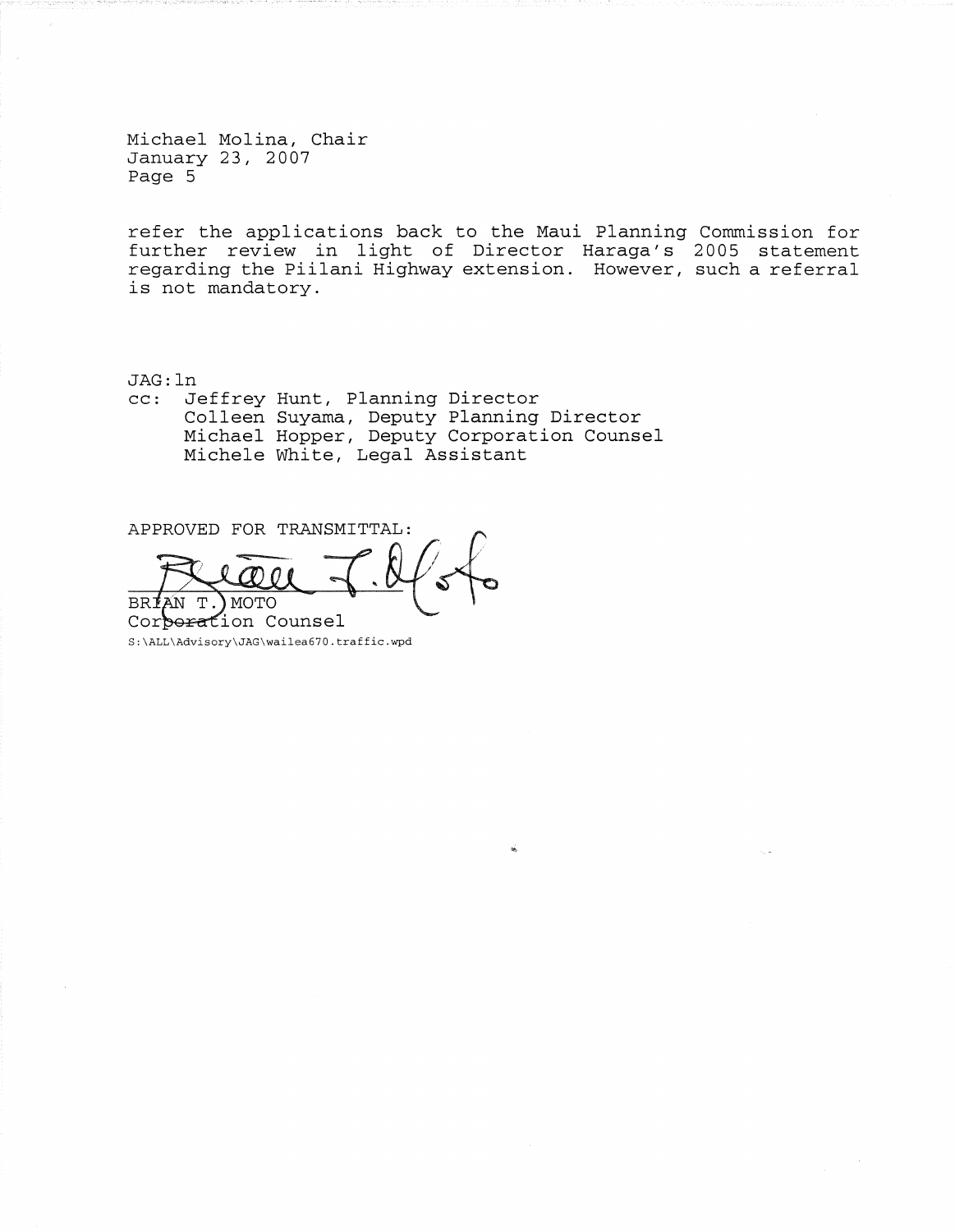refer the applications back to the Maui Planning Commission for further review in light of Director Haraga's 2005 statement regarding the Piilani Highway extension. However, such a referral is not mandatory.

JAG:ln
cc: Jeffrey Hunt, Planning Director
Colleen Suyama, Deputy Planning Director
Michael Hopper, Deputy Corporation Counsel
Michele White, Legal Assistant

APPROVED FOR TRANSMITTAL:

BRIAN T. MOTO
Corporation Counsel

S:\ALL\Advisory\JAG\wailea670.traffic.wpd